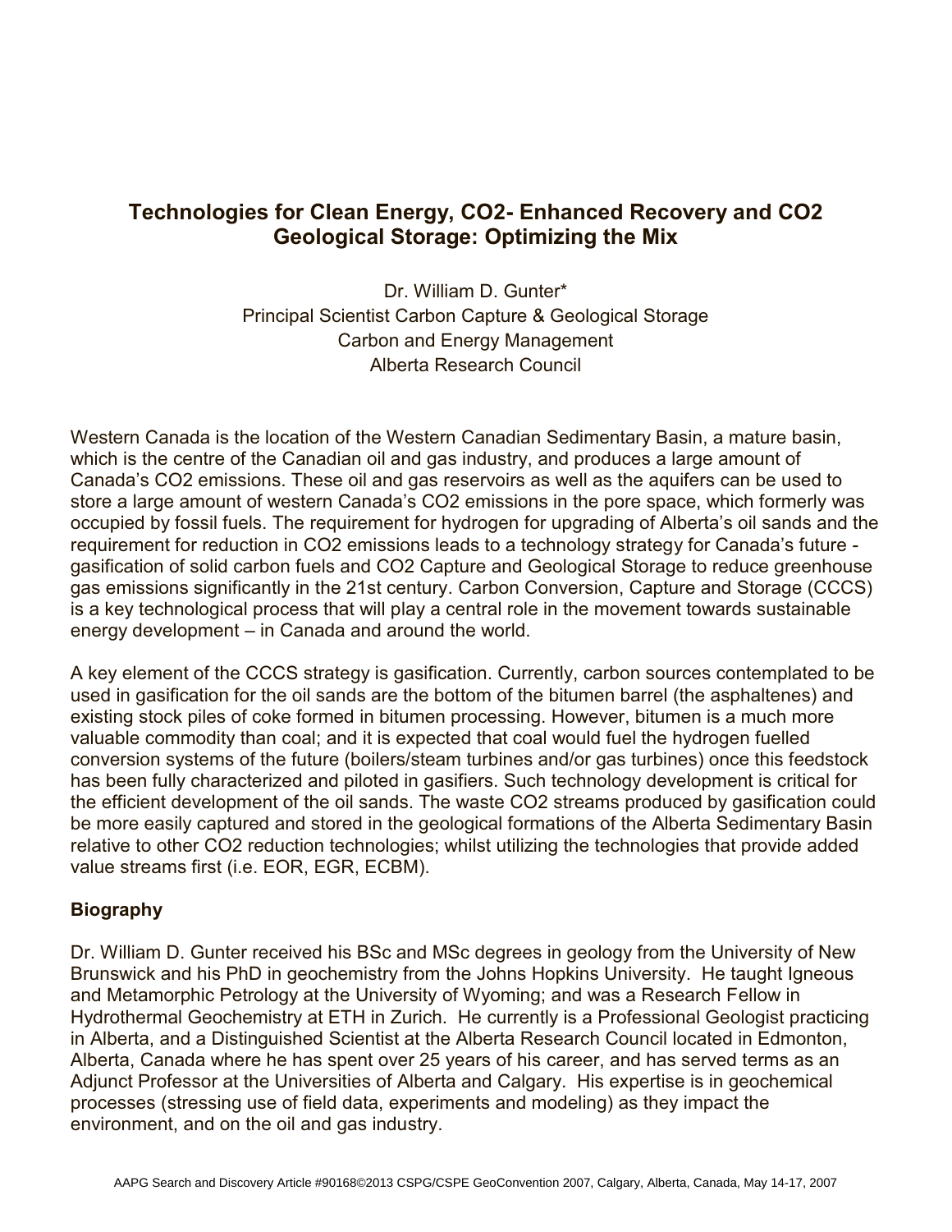# Technologies for Clean Energy, $CO_2$- Enhanced Recovery and $CO_2$ Geological Storage: Optimizing the Mix

Dr. William D. Gunter*
Principal Scientist Carbon Capture & Geological Storage
Carbon and Energy Management
Alberta Research Council

Western Canada is the location of the Western Canadian Sedimentary Basin, a mature basin, which is the centre of the Canadian oil and gas industry, and produces a large amount of Canada's $CO_2$ emissions. These oil and gas reservoirs as well as the aquifers can be used to store a large amount of western Canada's $CO_2$ emissions in the pore space, which formerly was occupied by fossil fuels. The requirement for hydrogen for upgrading of Alberta's oil sands and the requirement for reduction in $CO_2$ emissions leads to a technology strategy for Canada's future - gasification of solid carbon fuels and $CO_2$ Capture and Geological Storage to reduce greenhouse gas emissions significantly in the 21st century. Carbon Conversion, Capture and Storage (CCCS) is a key technological process that will play a central role in the movement towards sustainable energy development – in Canada and around the world.

A key element of the CCCS strategy is gasification. Currently, carbon sources contemplated to be used in gasification for the oil sands are the bottom of the bitumen barrel (the asphaltenes) and existing stock piles of coke formed in bitumen processing. However, bitumen is a much more valuable commodity than coal; and it is expected that coal would fuel the hydrogen fuelled conversion systems of the future (boilers/steam turbines and/or gas turbines) once this feedstock has been fully characterized and piloted in gasifiers. Such technology development is critical for the efficient development of the oil sands. The waste $CO_2$ streams produced by gasification could be more easily captured and stored in the geological formations of the Alberta Sedimentary Basin relative to other $CO_2$ reduction technologies; whilst utilizing the technologies that provide added value streams first (i.e. EOR, EGR, ECBM).

## Biography

Dr. William D. Gunter received his BSc and MSc degrees in geology from the University of New Brunswick and his PhD in geochemistry from the Johns Hopkins University. He taught Igneous and Metamorphic Petrology at the University of Wyoming; and was a Research Fellow in Hydrothermal Geochemistry at ETH in Zurich. He currently is a Professional Geologist practicing in Alberta, and a Distinguished Scientist at the Alberta Research Council located in Edmonton, Alberta, Canada where he has spent over 25 years of his career, and has served terms as an Adjunct Professor at the Universities of Alberta and Calgary. His expertise is in geochemical processes (stressing use of field data, experiments and modeling) as they impact the environment, and on the oil and gas industry.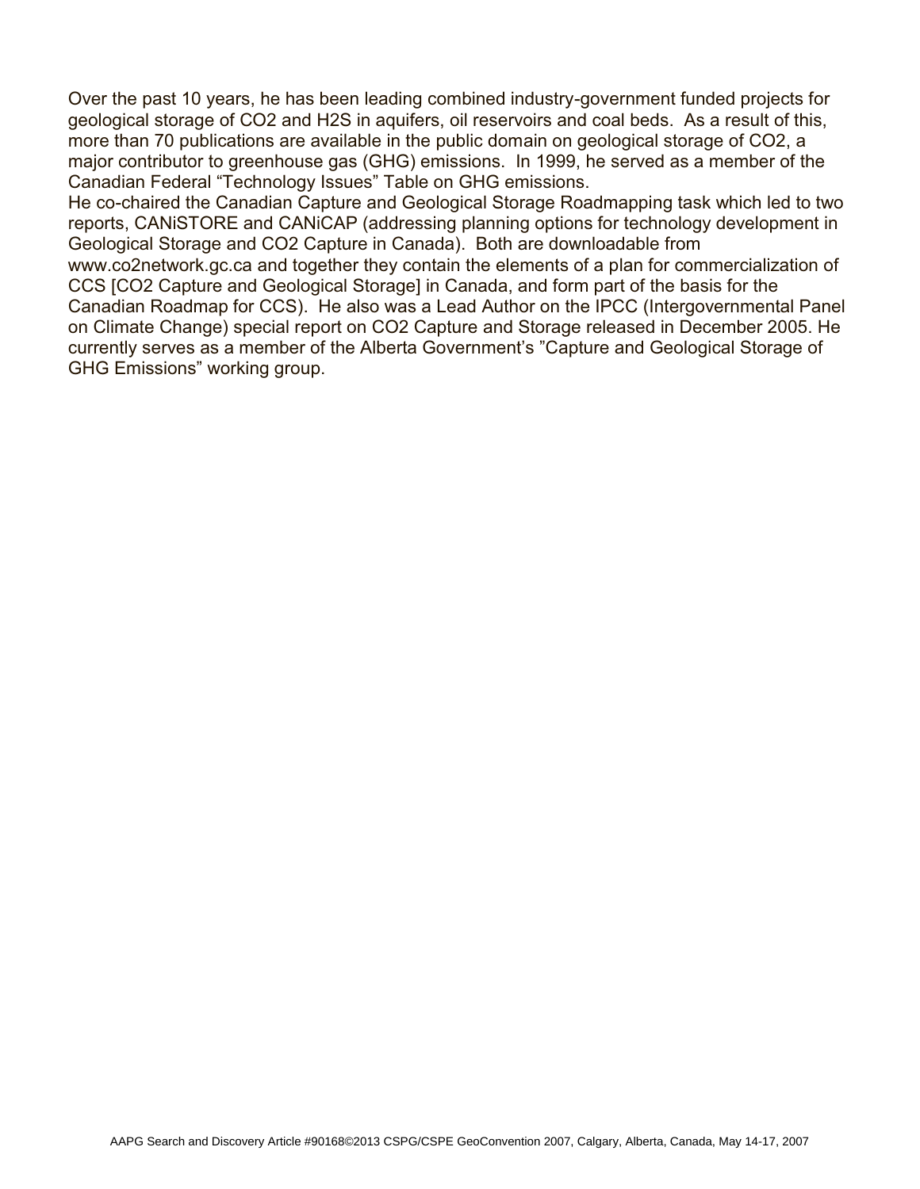Over the past 10 years, he has been leading combined industry-government funded projects for geological storage of $CO_2$ and $H_2S$ in aquifers, oil reservoirs and coal beds. As a result of this, more than 70 publications are available in the public domain on geological storage of $CO_2$, a major contributor to greenhouse gas (GHG) emissions. In 1999, he served as a member of the Canadian Federal "Technology Issues" Table on GHG emissions.

He co-chaired the Canadian Capture and Geological Storage Roadmapping task which led to two reports, CANiSTORE and CANiCAP (addressing planning options for technology development in Geological Storage and $CO_2$ Capture in Canada). Both are downloadable from www.co2network.gc.ca and together they contain the elements of a plan for commercialization of CCS [$CO_2$ Capture and Geological Storage] in Canada, and form part of the basis for the Canadian Roadmap for CCS). He also was a Lead Author on the IPCC (Intergovernmental Panel on Climate Change) special report on $CO_2$ Capture and Storage released in December 2005. He currently serves as a member of the Alberta Government's "Capture and Geological Storage of GHG Emissions" working group.